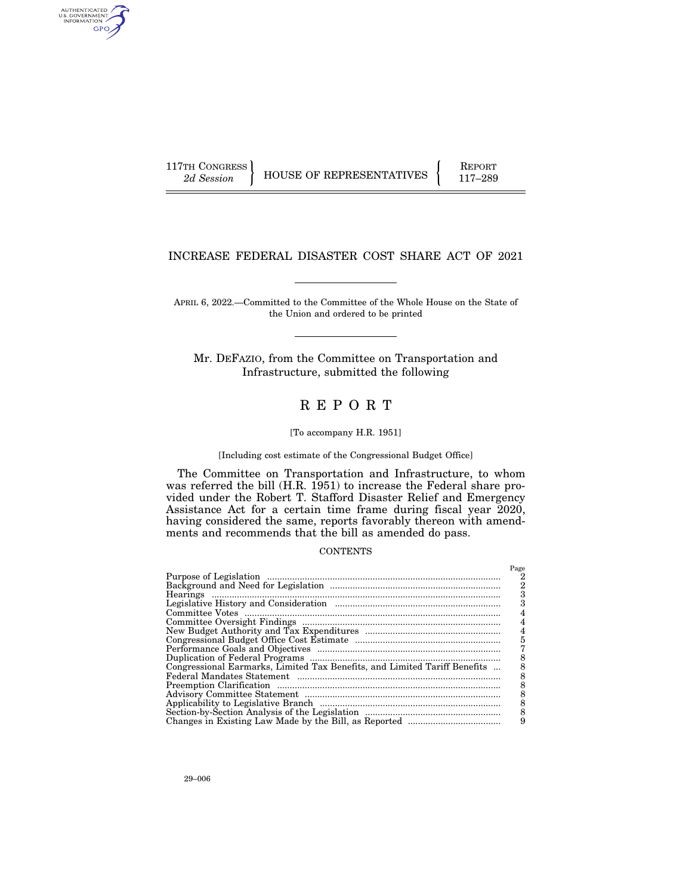117TH CONGRESS
*2d Session*

HOUSE OF REPRESENTATIVES

REPORT
117–289

# INCREASE FEDERAL DISASTER COST SHARE ACT OF 2021

APRIL 6, 2022.—Committed to the Committee of the Whole House on the State of the Union and ordered to be printed

Mr. DEFAZIO, from the Committee on Transportation and Infrastructure, submitted the following

# REPORT

[To accompany H.R. 1951]

[Including cost estimate of the Congressional Budget Office]

The Committee on Transportation and Infrastructure, to whom was referred the bill (H.R. 1951) to increase the Federal share provided under the Robert T. Stafford Disaster Relief and Emergency Assistance Act for a certain time frame during fiscal year 2020, having considered the same, reports favorably thereon with amendments and recommends that the bill as amended do pass.

CONTENTS

| | Page |
|---|---|
| Purpose of Legislation | 2 |
| Background and Need for Legislation | 2 |
| Hearings | 3 |
| Legislative History and Consideration | 3 |
| Committee Votes | 4 |
| Committee Oversight Findings | 4 |
| New Budget Authority and Tax Expenditures | 4 |
| Congressional Budget Office Cost Estimate | 5 |
| Performance Goals and Objectives | 7 |
| Duplication of Federal Programs | 8 |
| Congressional Earmarks, Limited Tax Benefits, and Limited Tariff Benefits | 8 |
| Federal Mandates Statement | 8 |
| Preemption Clarification | 8 |
| Advisory Committee Statement | 8 |
| Applicability to Legislative Branch | 8 |
| Section-by-Section Analysis of the Legislation | 8 |
| Changes in Existing Law Made by the Bill, as Reported | 9 |

29–006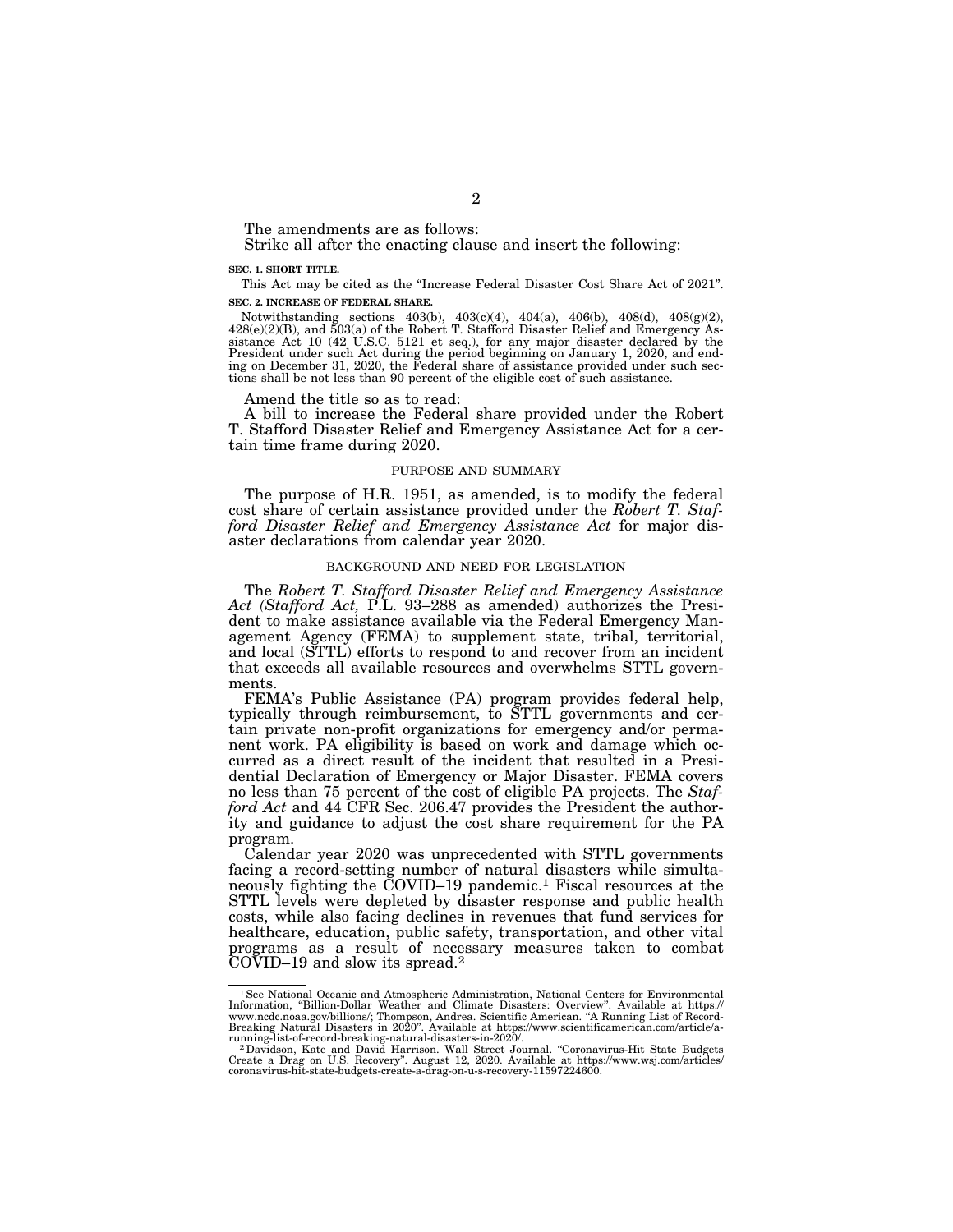The amendments are as follows:

Strike all after the enacting clause and insert the following:

**SEC. 1. SHORT TITLE.**

This Act may be cited as the "Increase Federal Disaster Cost Share Act of 2021".

**SEC. 2. INCREASE OF FEDERAL SHARE.**

Notwithstanding sections 403(b), 403(c)(4), 404(a), 406(b), 408(d), 408(g)(2), 428(e)(2)(B), and 503(a) of the Robert T. Stafford Disaster Relief and Emergency Assistance Act 10 (42 U.S.C. 5121 et seq.), for any major disaster declared by the President under such Act during the period beginning on January 1, 2020, and ending on December 31, 2020, the Federal share of assistance provided under such sections shall be not less than 90 percent of the eligible cost of such assistance.

Amend the title so as to read:

A bill to increase the Federal share provided under the Robert T. Stafford Disaster Relief and Emergency Assistance Act for a certain time frame during 2020.

## PURPOSE AND SUMMARY

The purpose of H.R. 1951, as amended, is to modify the federal cost share of certain assistance provided under the *Robert T. Stafford Disaster Relief and Emergency Assistance Act* for major disaster declarations from calendar year 2020.

## BACKGROUND AND NEED FOR LEGISLATION

The *Robert T. Stafford Disaster Relief and Emergency Assistance Act (Stafford Act,* P.L. 93–288 as amended) authorizes the President to make assistance available via the Federal Emergency Management Agency (FEMA) to supplement state, tribal, territorial, and local (STTL) efforts to respond to and recover from an incident that exceeds all available resources and overwhelms STTL governments.

FEMA's Public Assistance (PA) program provides federal help, typically through reimbursement, to STTL governments and certain private non-profit organizations for emergency and/or permanent work. PA eligibility is based on work and damage which occurred as a direct result of the incident that resulted in a Presidential Declaration of Emergency or Major Disaster. FEMA covers no less than 75 percent of the cost of eligible PA projects. The *Stafford Act* and 44 CFR Sec. 206.47 provides the President the authority and guidance to adjust the cost share requirement for the PA program.

Calendar year 2020 was unprecedented with STTL governments facing a record-setting number of natural disasters while simultaneously fighting the COVID–19 pandemic.[1] Fiscal resources at the STTL levels were depleted by disaster response and public health costs, while also facing declines in revenues that fund services for healthcare, education, public safety, transportation, and other vital programs as a result of necessary measures taken to combat COVID–19 and slow its spread.[2]

---

[1] See National Oceanic and Atmospheric Administration, National Centers for Environmental Information, "Billion-Dollar Weather and Climate Disasters: Overview". Available at https://www.ncdc.noaa.gov/billions/; Thompson, Andrea. Scientific American. "A Running List of Record-Breaking Natural Disasters in 2020". Available at https://www.scientificamerican.com/article/a-running-list-of-record-breaking-natural-disasters-in-2020/.

[2] Davidson, Kate and David Harrison. Wall Street Journal. "Coronavirus-Hit State Budgets Create a Drag on U.S. Recovery". August 12, 2020. Available at https://www.wsj.com/articles/coronavirus-hit-state-budgets-create-a-drag-on-u-s-recovery-11597224600.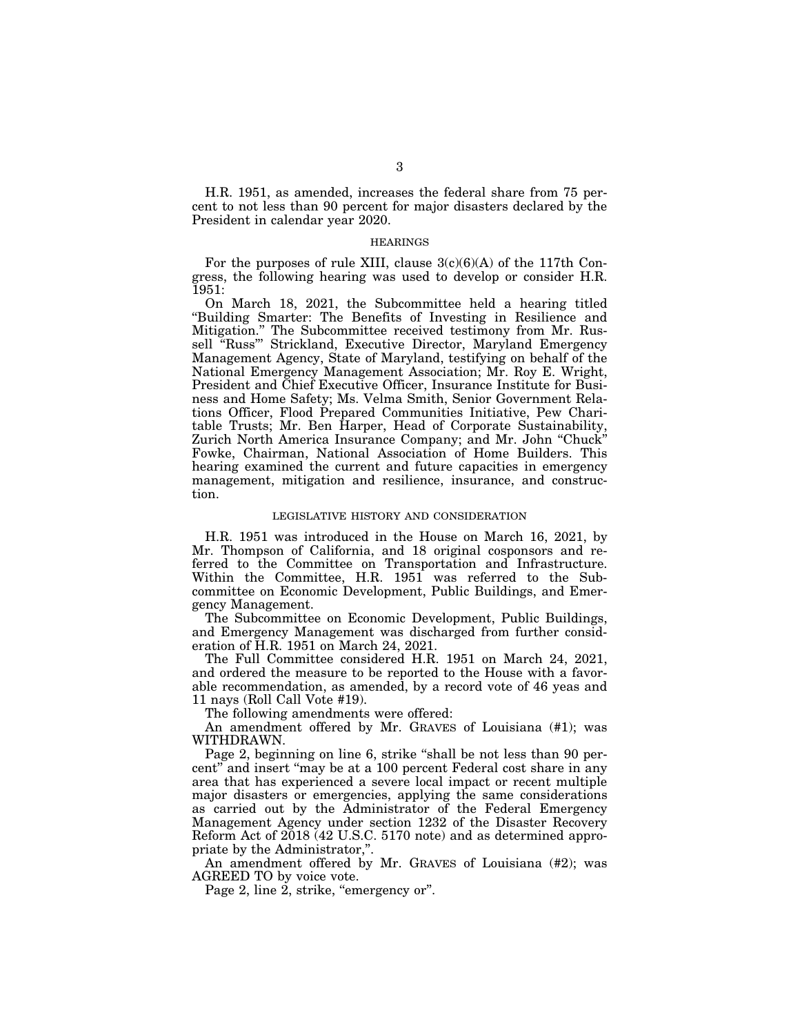H.R. 1951, as amended, increases the federal share from 75 percent to not less than 90 percent for major disasters declared by the President in calendar year 2020.

## HEARINGS

For the purposes of rule XIII, clause 3(c)(6)(A) of the 117th Congress, the following hearing was used to develop or consider H.R. 1951:

On March 18, 2021, the Subcommittee held a hearing titled "Building Smarter: The Benefits of Investing in Resilience and Mitigation." The Subcommittee received testimony from Mr. Russell "Russ" Strickland, Executive Director, Maryland Emergency Management Agency, State of Maryland, testifying on behalf of the National Emergency Management Association; Mr. Roy E. Wright, President and Chief Executive Officer, Insurance Institute for Business and Home Safety; Ms. Velma Smith, Senior Government Relations Officer, Flood Prepared Communities Initiative, Pew Charitable Trusts; Mr. Ben Harper, Head of Corporate Sustainability, Zurich North America Insurance Company; and Mr. John "Chuck" Fowke, Chairman, National Association of Home Builders. This hearing examined the current and future capacities in emergency management, mitigation and resilience, insurance, and construction.

## LEGISLATIVE HISTORY AND CONSIDERATION

H.R. 1951 was introduced in the House on March 16, 2021, by Mr. Thompson of California, and 18 original cosponsors and referred to the Committee on Transportation and Infrastructure. Within the Committee, H.R. 1951 was referred to the Subcommittee on Economic Development, Public Buildings, and Emergency Management.

The Subcommittee on Economic Development, Public Buildings, and Emergency Management was discharged from further consideration of H.R. 1951 on March 24, 2021.

The Full Committee considered H.R. 1951 on March 24, 2021, and ordered the measure to be reported to the House with a favorable recommendation, as amended, by a record vote of 46 yeas and 11 nays (Roll Call Vote #19).

The following amendments were offered:

An amendment offered by Mr. GRAVES of Louisiana (#1); was WITHDRAWN.

Page 2, beginning on line 6, strike "shall be not less than 90 percent" and insert "may be at a 100 percent Federal cost share in any area that has experienced a severe local impact or recent multiple major disasters or emergencies, applying the same considerations as carried out by the Administrator of the Federal Emergency Management Agency under section 1232 of the Disaster Recovery Reform Act of 2018 (42 U.S.C. 5170 note) and as determined appropriate by the Administrator,".

An amendment offered by Mr. GRAVES of Louisiana (#2); was AGREED TO by voice vote.

Page 2, line 2, strike, "emergency or".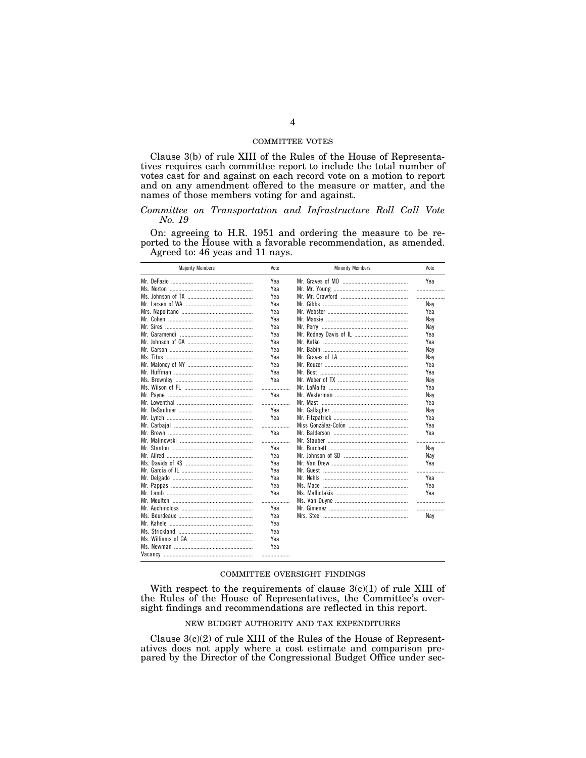## COMMITTEE VOTES

Clause 3(b) of rule XIII of the Rules of the House of Representatives requires each committee report to include the total number of votes cast for and against on each record vote on a motion to report and on any amendment offered to the measure or matter, and the names of those members voting for and against.

*Committee on Transportation and Infrastructure Roll Call Vote No. 19*

On: agreeing to H.R. 1951 and ordering the measure to be reported to the House with a favorable recommendation, as amended.
Agreed to: 46 yeas and 11 nays.

| Majority Members | Vote | Minority Members | Vote |
|---|---|---|---|
| Mr. DeFazio | Yea | Mr. Graves of MO | Yea |
| Ms. Norton | Yea | Mr. Mr. Young | .................. |
| Ms. Johnson of TX | Yea | Mr. Mr. Crawford | .................. |
| Mr. Larsen of WA | Yea | Mr. Gibbs | Nay |
| Mrs. Napolitano | Yea | Mr. Webster | Yea |
| Mr. Cohen | Yea | Mr. Massie | Nay |
| Mr. Sires | Yea | Mr. Perry | Nay |
| Mr. Garamendi | Yea | Mr. Rodney Davis of IL | Yea |
| Mr. Johnson of GA | Yea | Mr. Katko | Yea |
| Mr. Carson | Yea | Mr. Babin | Nay |
| Ms. Titus | Yea | Mr. Graves of LA | Nay |
| Mr. Maloney of NY | Yea | Mr. Rouzer | Yea |
| Mr. Huffman | Yea | Mr. Bost | Yea |
| Ms. Brownley | Yea | Mr. Weber of TX | Nay |
| Ms. Wilson of FL | .................. | Mr. LaMalfa | Yea |
| Mr. Payne | Yea | Mr. Westerman | Nay |
| Mr. Lowenthal | .................. | Mr. Mast | Yea |
| Mr. DeSaulnier | Yea | Mr. Gallagher | Nay |
| Mr. Lynch | Yea | Mr. Fitzpatrick | Yea |
| Mr. Carbajal | .................. | Miss González-Colón | Yea |
| Mr. Brown | Yea | Mr. Balderson | Yea |
| Mr. Malinowski | .................. | Mr. Stauber | .................. |
| Mr. Stanton | Yea | Mr. Burchett | Nay |
| Mr. Allred | Yea | Mr. Johnson of SD | Nay |
| Ms. Davids of KS | Yea | Mr. Van Drew | Yea |
| Mr. García of IL | Yea | Mr. Guest | .................. |
| Mr. Delgado | Yea | Mr. Nehls | Yea |
| Mr. Pappas | Yea | Ms. Mace | Yea |
| Mr. Lamb | Yea | Ms. Malliotakis | Yea |
| Mr. Moulton | .................. | Ms. Van Duyne | .................. |
| Mr. Auchincloss | Yea | Mr. Gimenez | .................. |
| Ms. Bourdeaux | Yea | Mrs. Steel | Nay |
| Mr. Kahele | Yea | | |
| Ms. Strickland | Yea | | |
| Ms. Williams of GA | Yea | | |
| Ms. Newman | Yea | | |
| Vacancy | .................. | | |

## COMMITTEE OVERSIGHT FINDINGS

With respect to the requirements of clause 3(c)(1) of rule XIII of the Rules of the House of Representatives, the Committee's oversight findings and recommendations are reflected in this report.

## NEW BUDGET AUTHORITY AND TAX EXPENDITURES

Clause 3(c)(2) of rule XIII of the Rules of the House of Representatives does not apply where a cost estimate and comparison prepared by the Director of the Congressional Budget Office under sec-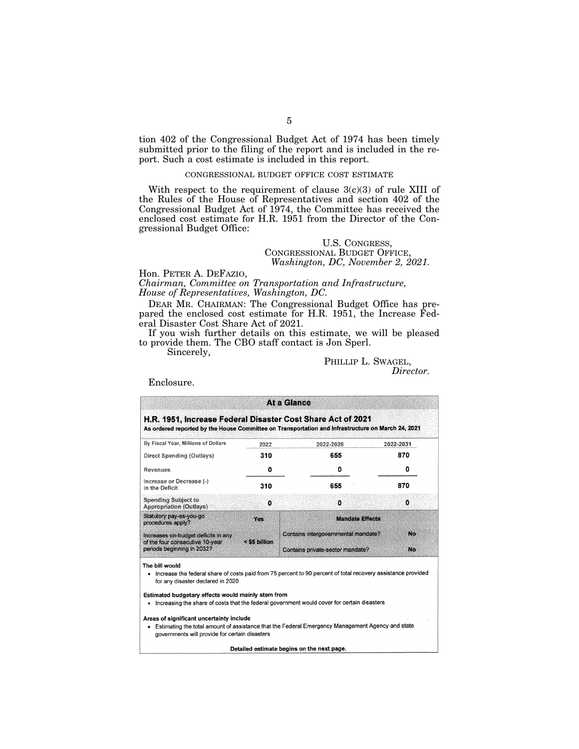tion 402 of the Congressional Budget Act of 1974 has been timely submitted prior to the filing of the report and is included in the report. Such a cost estimate is included in this report.

CONGRESSIONAL BUDGET OFFICE COST ESTIMATE

With respect to the requirement of clause 3(c)(3) of rule XIII of the Rules of the House of Representatives and section 402 of the Congressional Budget Act of 1974, the Committee has received the enclosed cost estimate for H.R. 1951 from the Director of the Congressional Budget Office:

U.S. CONGRESS,
CONGRESSIONAL BUDGET OFFICE,
*Washington, DC, November 2, 2021.*

Hon. PETER A. DEFAZIO,
*Chairman, Committee on Transportation and Infrastructure, House of Representatives, Washington, DC.*

DEAR MR. CHAIRMAN: The Congressional Budget Office has prepared the enclosed cost estimate for H.R. 1951, the Increase Federal Disaster Cost Share Act of 2021.

If you wish further details on this estimate, we will be pleased to provide them. The CBO staff contact is Jon Sperl.

Sincerely,

PHILLIP L. SWAGEL,
*Director.*

Enclosure.

**At a Glance**

**H.R. 1951, Increase Federal Disaster Cost Share Act of 2021**
**As ordered reported by the House Committee on Transportation and Infrastructure on March 24, 2021**

| By Fiscal Year, Millions of Dollars | 2022 | 2022-2026 | 2022-2031 |
|---|---|---|---|
| Direct Spending (Outlays) | 310 | 655 | 870 |
| Revenues | 0 | 0 | 0 |
| Increase or Decrease (-) in the Deficit | 310 | 655 | 870 |
| Spending Subject to Appropriation (Outlays) | 0 | 0 | 0 |

| | | Mandate Effects | |
|---|---|---|---|
| Statutory pay-as-you-go procedures apply? | Yes | | |
| Increases on-budget deficits in any of the four consecutive 10-year periods beginning in 2032? | < $5 billion | Contains intergovernmental mandate? | No |
| | | Contains private-sector mandate? | No |

**The bill would**
- Increase the federal share of costs paid from 75 percent to 90 percent of total recovery assistance provided for any disaster declared in 2020

**Estimated budgetary effects would mainly stem from**
- Increasing the share of costs that the federal government would cover for certain disasters

**Areas of significant uncertainty include**
- Estimating the total amount of assistance that the Federal Emergency Management Agency and state governments will provide for certain disasters

**Detailed estimate begins on the next page.**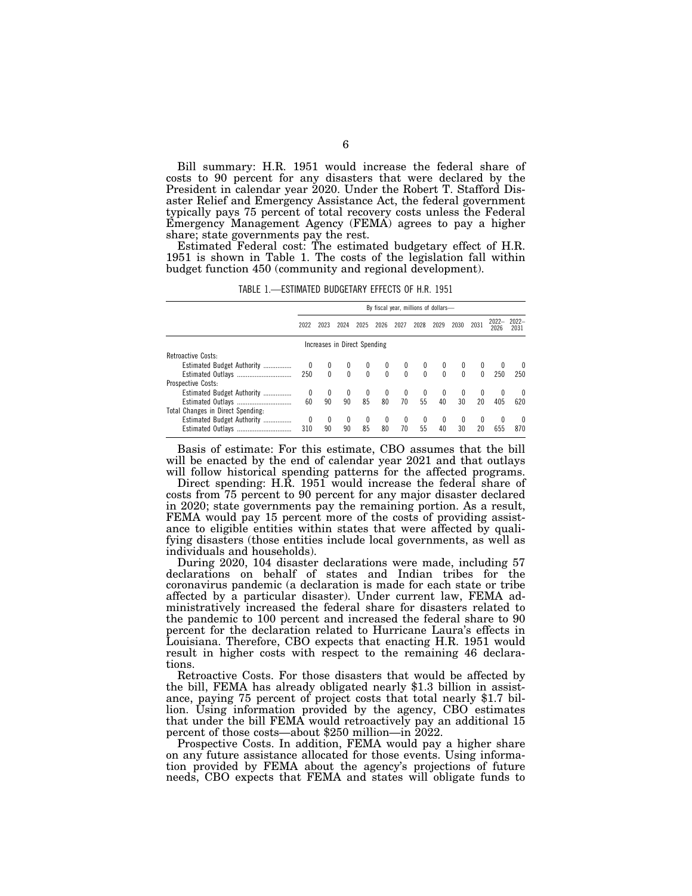Bill summary: H.R. 1951 would increase the federal share of costs to 90 percent for any disasters that were declared by the President in calendar year 2020. Under the Robert T. Stafford Disaster Relief and Emergency Assistance Act, the federal government typically pays 75 percent of total recovery costs unless the Federal Emergency Management Agency (FEMA) agrees to pay a higher share; state governments pay the rest.

Estimated Federal cost: The estimated budgetary effect of H.R. 1951 is shown in Table 1. The costs of the legislation fall within budget function 450 (community and regional development).

TABLE 1.—ESTIMATED BUDGETARY EFFECTS OF H.R. 1951

| | By fiscal year, millions of dollars— | | | | | | | | | | | |
|---|---|---|---|---|---|---|---|---|---|---|---|---|
| | 2022 | 2023 | 2024 | 2025 | 2026 | 2027 | 2028 | 2029 | 2030 | 2031 | 2022–2026 | 2022–2031 |
| | Increases in Direct Spending | | | | | | | | | | | |
| Retroactive Costs: | | | | | | | | | | | | |
| Estimated Budget Authority | 0 | 0 | 0 | 0 | 0 | 0 | 0 | 0 | 0 | 0 | 0 | 0 |
| Estimated Outlays | 250 | 0 | 0 | 0 | 0 | 0 | 0 | 0 | 0 | 0 | 250 | 250 |
| Prospective Costs: | | | | | | | | | | | | |
| Estimated Budget Authority | 0 | 0 | 0 | 0 | 0 | 0 | 0 | 0 | 0 | 0 | 0 | 0 |
| Estimated Outlays | 60 | 90 | 90 | 85 | 80 | 70 | 55 | 40 | 30 | 20 | 405 | 620 |
| Total Changes in Direct Spending: | | | | | | | | | | | | |
| Estimated Budget Authority | 0 | 0 | 0 | 0 | 0 | 0 | 0 | 0 | 0 | 0 | 0 | 0 |
| Estimated Outlays | 310 | 90 | 90 | 85 | 80 | 70 | 55 | 40 | 30 | 20 | 655 | 870 |

Basis of estimate: For this estimate, CBO assumes that the bill will be enacted by the end of calendar year 2021 and that outlays will follow historical spending patterns for the affected programs.

Direct spending: H.R. 1951 would increase the federal share of costs from 75 percent to 90 percent for any major disaster declared in 2020; state governments pay the remaining portion. As a result, FEMA would pay 15 percent more of the costs of providing assistance to eligible entities within states that were affected by qualifying disasters (those entities include local governments, as well as individuals and households).

During 2020, 104 disaster declarations were made, including 57 declarations on behalf of states and Indian tribes for the coronavirus pandemic (a declaration is made for each state or tribe affected by a particular disaster). Under current law, FEMA administratively increased the federal share for disasters related to the pandemic to 100 percent and increased the federal share to 90 percent for the declaration related to Hurricane Laura's effects in Louisiana. Therefore, CBO expects that enacting H.R. 1951 would result in higher costs with respect to the remaining 46 declarations.

Retroactive Costs. For those disasters that would be affected by the bill, FEMA has already obligated nearly $1.3 billion in assistance, paying 75 percent of project costs that total nearly $1.7 billion. Using information provided by the agency, CBO estimates that under the bill FEMA would retroactively pay an additional 15 percent of those costs—about $250 million—in 2022.

Prospective Costs. In addition, FEMA would pay a higher share on any future assistance allocated for those events. Using information provided by FEMA about the agency's projections of future needs, CBO expects that FEMA and states will obligate funds to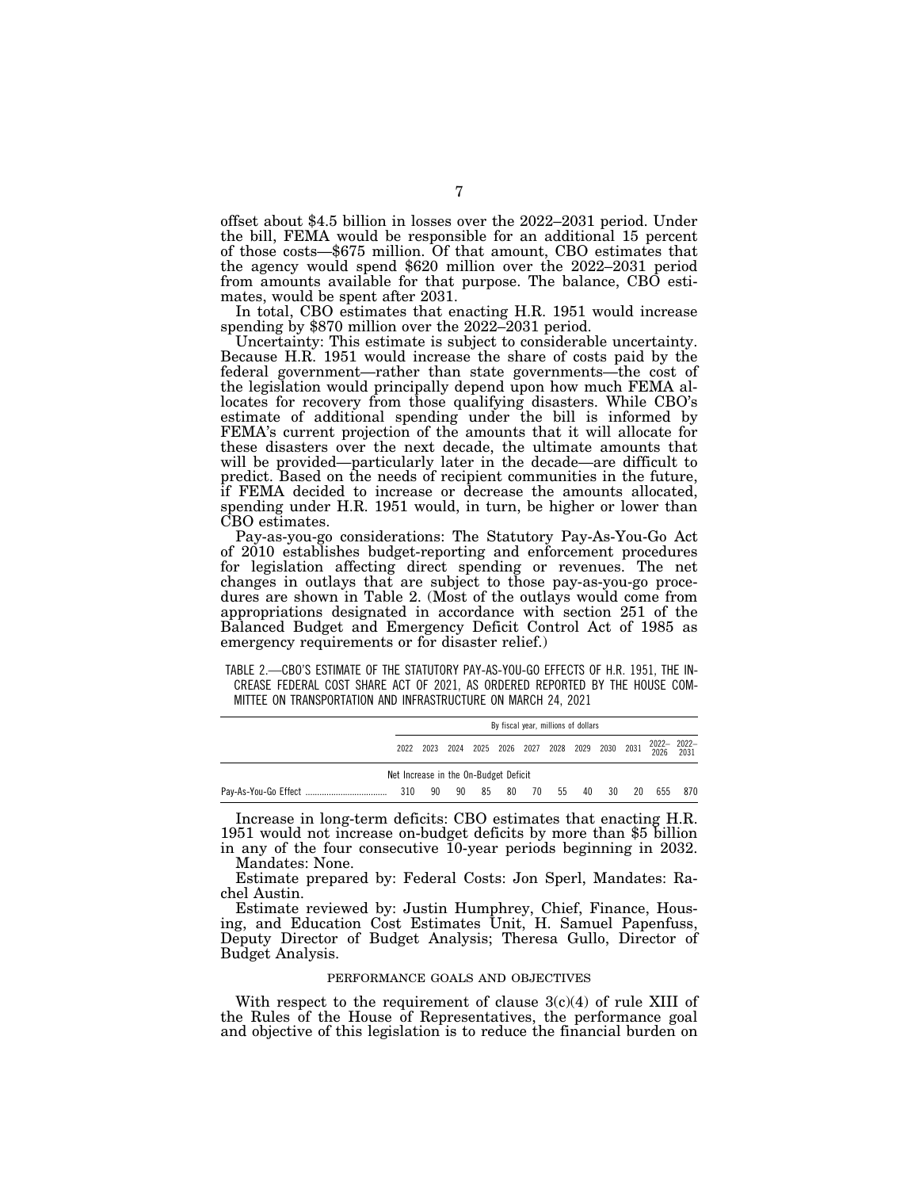offset about \$4.5 billion in losses over the 2022–2031 period. Under the bill, FEMA would be responsible for an additional 15 percent of those costs—\$675 million. Of that amount, CBO estimates that the agency would spend \$620 million over the 2022–2031 period from amounts available for that purpose. The balance, CBO estimates, would be spent after 2031.

In total, CBO estimates that enacting H.R. 1951 would increase spending by \$870 million over the 2022–2031 period.

Uncertainty: This estimate is subject to considerable uncertainty. Because H.R. 1951 would increase the share of costs paid by the federal government—rather than state governments—the cost of the legislation would principally depend upon how much FEMA allocates for recovery from those qualifying disasters. While CBO's estimate of additional spending under the bill is informed by FEMA's current projection of the amounts that it will allocate for these disasters over the next decade, the ultimate amounts that will be provided—particularly later in the decade—are difficult to predict. Based on the needs of recipient communities in the future, if FEMA decided to increase or decrease the amounts allocated, spending under H.R. 1951 would, in turn, be higher or lower than CBO estimates.

Pay-as-you-go considerations: The Statutory Pay-As-You-Go Act of 2010 establishes budget-reporting and enforcement procedures for legislation affecting direct spending or revenues. The net changes in outlays that are subject to those pay-as-you-go procedures are shown in Table 2. (Most of the outlays would come from appropriations designated in accordance with section 251 of the Balanced Budget and Emergency Deficit Control Act of 1985 as emergency requirements or for disaster relief.)

TABLE 2.—CBO'S ESTIMATE OF THE STATUTORY PAY-AS-YOU-GO EFFECTS OF H.R. 1951, THE INCREASE FEDERAL COST SHARE ACT OF 2021, AS ORDERED REPORTED BY THE HOUSE COMMITTEE ON TRANSPORTATION AND INFRASTRUCTURE ON MARCH 24, 2021

| | By fiscal year, millions of dollars | | | | | | | | | | | |
|---|---|---|---|---|---|---|---|---|---|---|---|---|
| | 2022 | 2023 | 2024 | 2025 | 2026 | 2027 | 2028 | 2029 | 2030 | 2031 | 2022–2026 | 2022–2031 |
| | Net Increase in the On-Budget Deficit | | | | | | | | | | | |
| Pay-As-You-Go Effect | 310 | 90 | 90 | 85 | 80 | 70 | 55 | 40 | 30 | 20 | 655 | 870 |

Increase in long-term deficits: CBO estimates that enacting H.R. 1951 would not increase on-budget deficits by more than \$5 billion in any of the four consecutive 10-year periods beginning in 2032.

Mandates: None.

Estimate prepared by: Federal Costs: Jon Sperl, Mandates: Rachel Austin.

Estimate reviewed by: Justin Humphrey, Chief, Finance, Housing, and Education Cost Estimates Unit, H. Samuel Papenfuss, Deputy Director of Budget Analysis; Theresa Gullo, Director of Budget Analysis.

## PERFORMANCE GOALS AND OBJECTIVES

With respect to the requirement of clause 3(c)(4) of rule XIII of the Rules of the House of Representatives, the performance goal and objective of this legislation is to reduce the financial burden on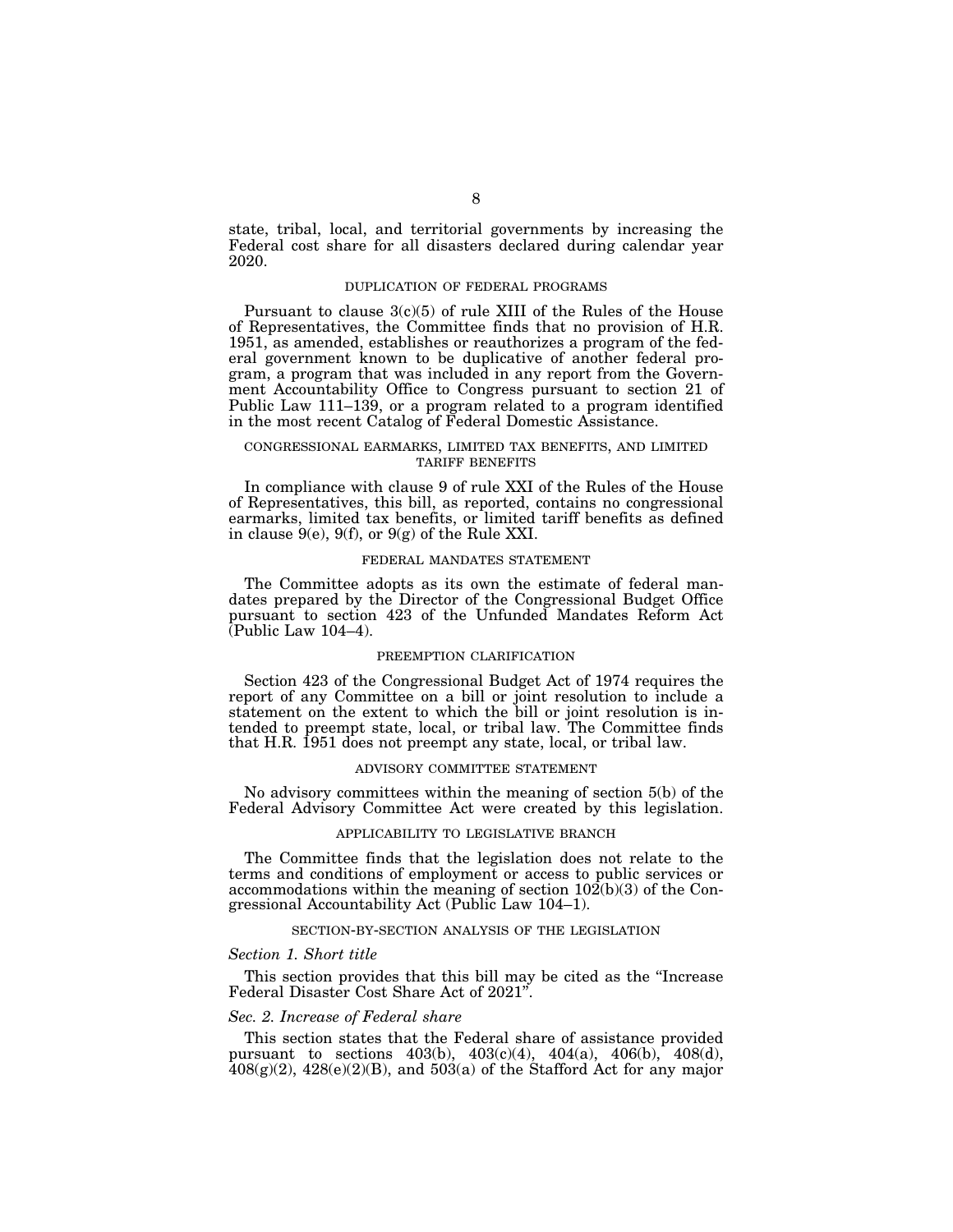state, tribal, local, and territorial governments by increasing the Federal cost share for all disasters declared during calendar year 2020.

### DUPLICATION OF FEDERAL PROGRAMS

Pursuant to clause 3(c)(5) of rule XIII of the Rules of the House of Representatives, the Committee finds that no provision of H.R. 1951, as amended, establishes or reauthorizes a program of the federal government known to be duplicative of another federal program, a program that was included in any report from the Government Accountability Office to Congress pursuant to section 21 of Public Law 111–139, or a program related to a program identified in the most recent Catalog of Federal Domestic Assistance.

### CONGRESSIONAL EARMARKS, LIMITED TAX BENEFITS, AND LIMITED TARIFF BENEFITS

In compliance with clause 9 of rule XXI of the Rules of the House of Representatives, this bill, as reported, contains no congressional earmarks, limited tax benefits, or limited tariff benefits as defined in clause 9(e), 9(f), or 9(g) of the Rule XXI.

### FEDERAL MANDATES STATEMENT

The Committee adopts as its own the estimate of federal mandates prepared by the Director of the Congressional Budget Office pursuant to section 423 of the Unfunded Mandates Reform Act (Public Law 104–4).

### PREEMPTION CLARIFICATION

Section 423 of the Congressional Budget Act of 1974 requires the report of any Committee on a bill or joint resolution to include a statement on the extent to which the bill or joint resolution is intended to preempt state, local, or tribal law. The Committee finds that H.R. 1951 does not preempt any state, local, or tribal law.

### ADVISORY COMMITTEE STATEMENT

No advisory committees within the meaning of section 5(b) of the Federal Advisory Committee Act were created by this legislation.

### APPLICABILITY TO LEGISLATIVE BRANCH

The Committee finds that the legislation does not relate to the terms and conditions of employment or access to public services or accommodations within the meaning of section 102(b)(3) of the Congressional Accountability Act (Public Law 104–1).

### SECTION-BY-SECTION ANALYSIS OF THE LEGISLATION

*Section 1. Short title*

This section provides that this bill may be cited as the "Increase Federal Disaster Cost Share Act of 2021".

*Sec. 2. Increase of Federal share*

This section states that the Federal share of assistance provided pursuant to sections 403(b), 403(c)(4), 404(a), 406(b), 408(d), 408(g)(2), 428(e)(2)(B), and 503(a) of the Stafford Act for any major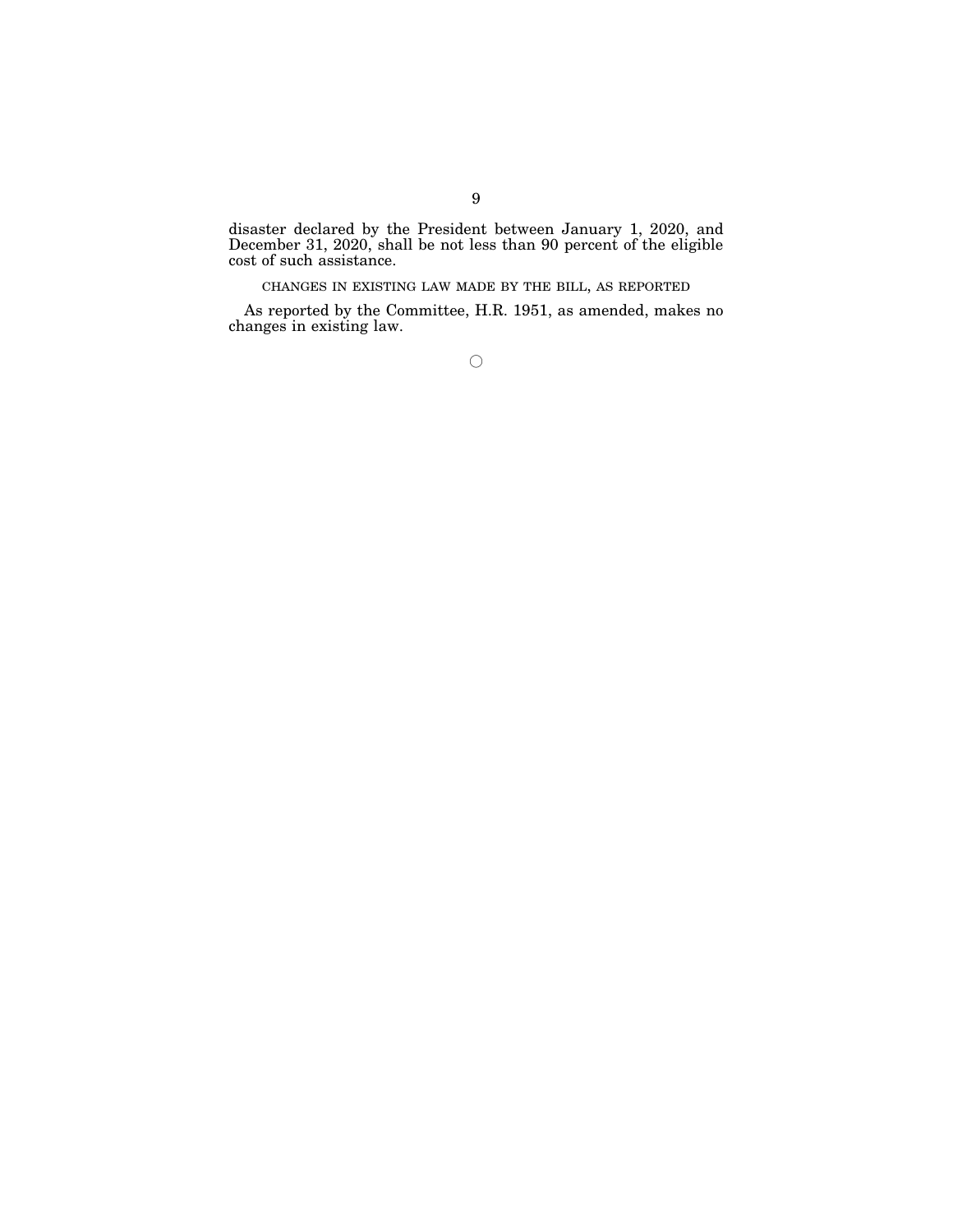disaster declared by the President between January 1, 2020, and December 31, 2020, shall be not less than 90 percent of the eligible cost of such assistance.

## CHANGES IN EXISTING LAW MADE BY THE BILL, AS REPORTED

As reported by the Committee, H.R. 1951, as amended, makes no changes in existing law.

○